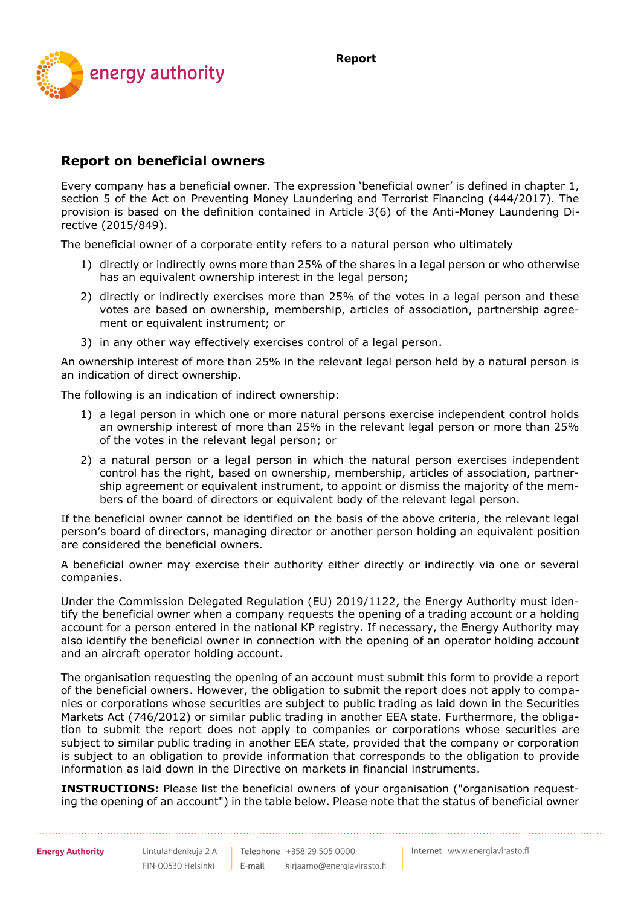Report

## Report on beneficial owners

Every company has a beneficial owner. The expression 'beneficial owner' is defined in chapter 1, section 5 of the Act on Preventing Money Laundering and Terrorist Financing (444/2017). The provision is based on the definition contained in Article 3(6) of the Anti-Money Laundering Directive (2015/849).

The beneficial owner of a corporate entity refers to a natural person who ultimately

1) directly or indirectly owns more than 25% of the shares in a legal person or who otherwise has an equivalent ownership interest in the legal person;
2) directly or indirectly exercises more than 25% of the votes in a legal person and these votes are based on ownership, membership, articles of association, partnership agreement or equivalent instrument; or
3) in any other way effectively exercises control of a legal person.

An ownership interest of more than 25% in the relevant legal person held by a natural person is an indication of direct ownership.

The following is an indication of indirect ownership:

1) a legal person in which one or more natural persons exercise independent control holds an ownership interest of more than 25% in the relevant legal person or more than 25% of the votes in the relevant legal person; or
2) a natural person or a legal person in which the natural person exercises independent control has the right, based on ownership, membership, articles of association, partnership agreement or equivalent instrument, to appoint or dismiss the majority of the members of the board of directors or equivalent body of the relevant legal person.

If the beneficial owner cannot be identified on the basis of the above criteria, the relevant legal person's board of directors, managing director or another person holding an equivalent position are considered the beneficial owners.

A beneficial owner may exercise their authority either directly or indirectly via one or several companies.

Under the Commission Delegated Regulation (EU) 2019/1122, the Energy Authority must identify the beneficial owner when a company requests the opening of a trading account or a holding account for a person entered in the national KP registry. If necessary, the Energy Authority may also identify the beneficial owner in connection with the opening of an operator holding account and an aircraft operator holding account.

The organisation requesting the opening of an account must submit this form to provide a report of the beneficial owners. However, the obligation to submit the report does not apply to companies or corporations whose securities are subject to public trading as laid down in the Securities Markets Act (746/2012) or similar public trading in another EEA state. Furthermore, the obligation to submit the report does not apply to companies or corporations whose securities are subject to similar public trading in another EEA state, provided that the company or corporation is subject to an obligation to provide information that corresponds to the obligation to provide information as laid down in the Directive on markets in financial instruments.

**INSTRUCTIONS:** Please list the beneficial owners of your organisation ("organisation requesting the opening of an account") in the table below. Please note that the status of beneficial owner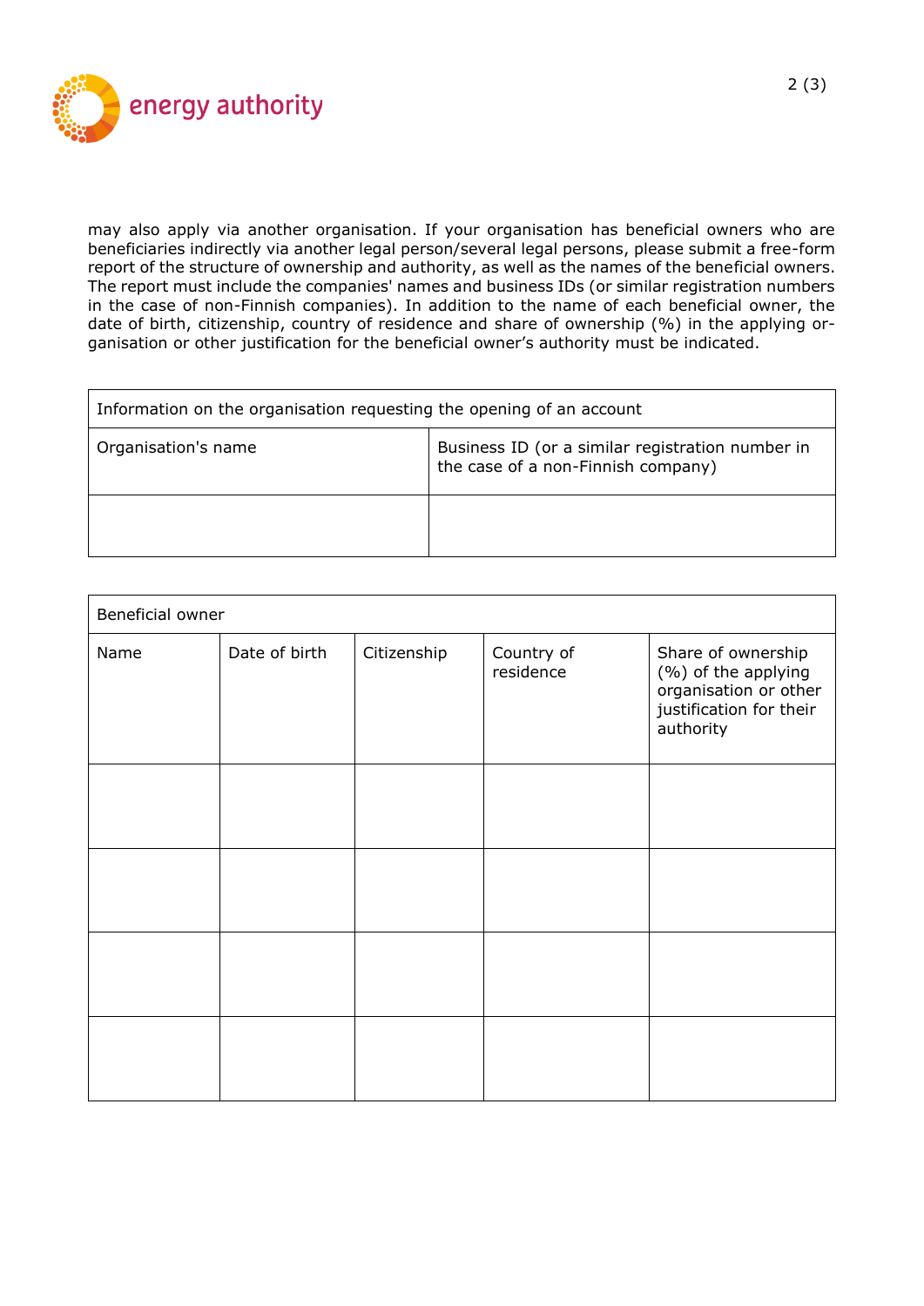may also apply via another organisation. If your organisation has beneficial owners who are beneficiaries indirectly via another legal person/several legal persons, please submit a free-form report of the structure of ownership and authority, as well as the names of the beneficial owners. The report must include the companies' names and business IDs (or similar registration numbers in the case of non-Finnish companies). In addition to the name of each beneficial owner, the date of birth, citizenship, country of residence and share of ownership (%) in the applying organisation or other justification for the beneficial owner's authority must be indicated.

| Information on the organisation requesting the opening of an account | |
|---|---|
| Organisation's name | Business ID (or a similar registration number in the case of a non-Finnish company) |
| | |

| Beneficial owner | | | | |
|---|---|---|---|---|
| Name | Date of birth | Citizenship | Country of residence | Share of ownership (%) of the applying organisation or other justification for their authority |
| | | | | |
| | | | | |
| | | | | |
| | | | | |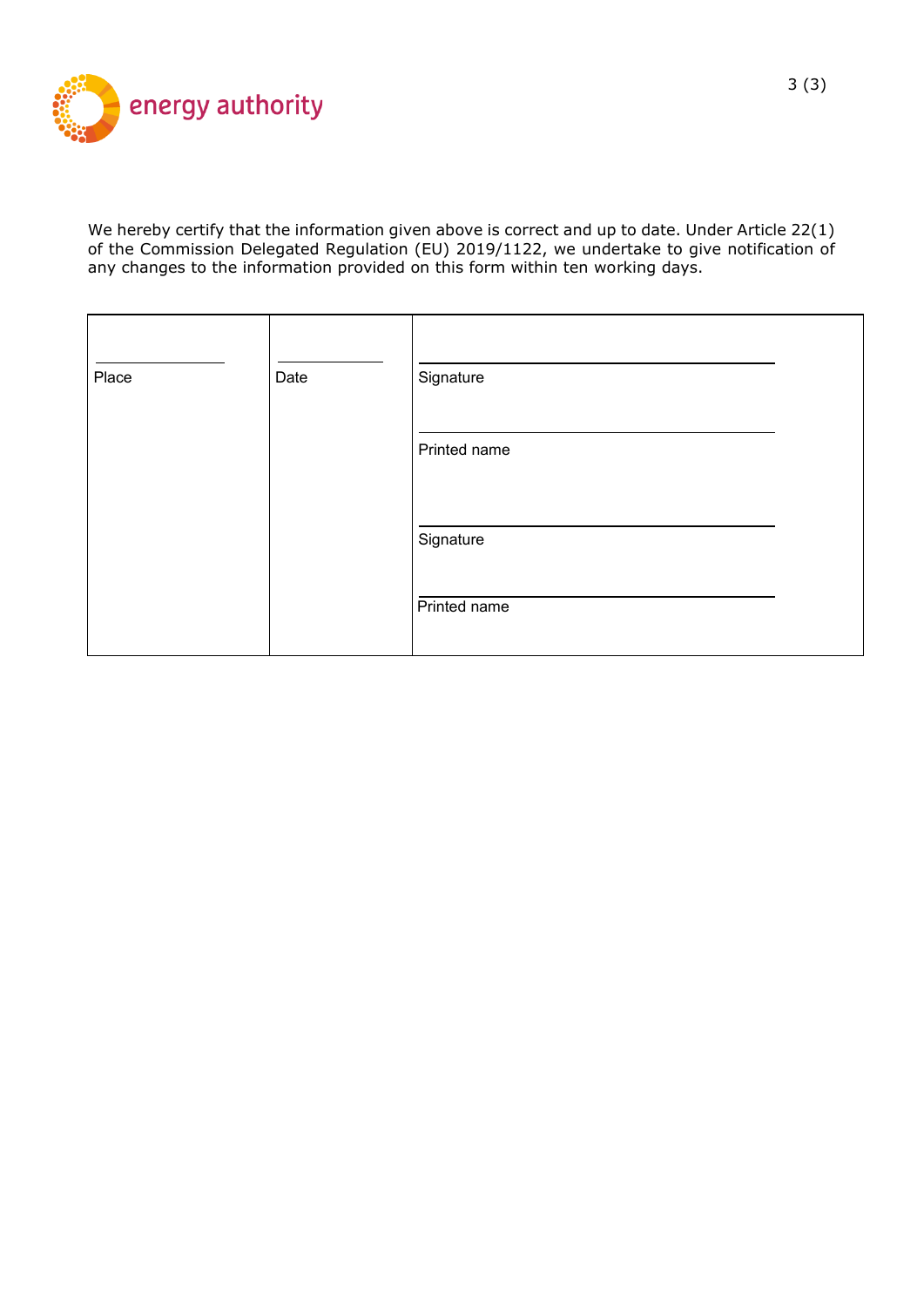We hereby certify that the information given above is correct and up to date. Under Article 22(1) of the Commission Delegated Regulation (EU) 2019/1122, we undertake to give notification of any changes to the information provided on this form within ten working days.

| | | |
|---|---|---|
| Place | Date | Signature |
| | | Printed name |
| | | Signature |
| | | Printed name |